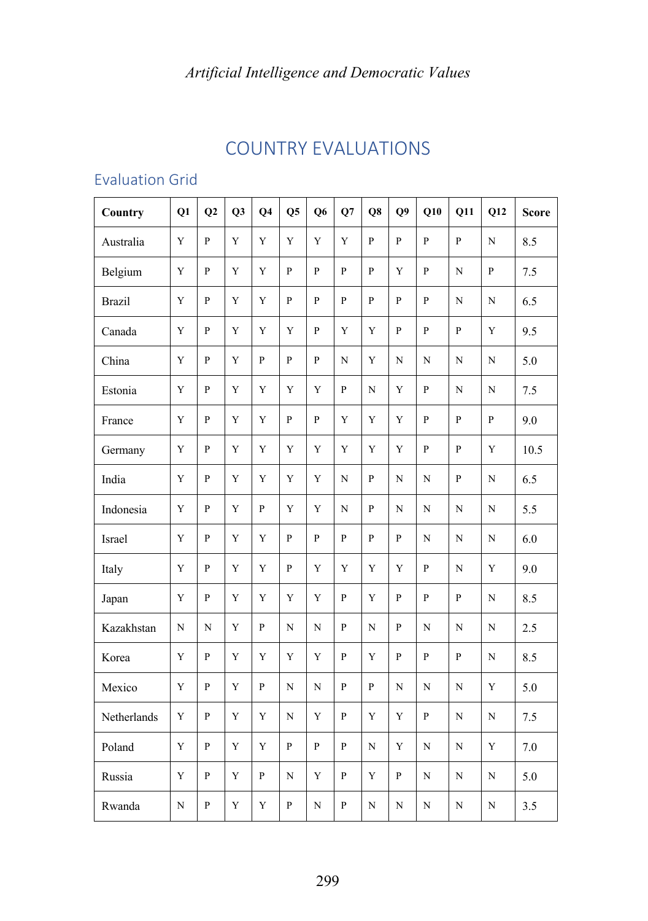# COUNTRY EVALUATIONS

## Evaluation Grid

| Country | Q1 | Q2 | Q3 | Q4 | Q5 | Q6 | Q7 | Q8 | Q9 | Q10 | Q11 | Q12 | Score |
|---|---|---|---|---|---|---|---|---|---|---|---|---|---|
| Australia | Y | P | Y | Y | Y | Y | Y | P | P | P | P | N | 8.5 |
| Belgium | Y | P | Y | Y | P | P | P | P | Y | P | N | P | 7.5 |
| Brazil | Y | P | Y | Y | P | P | P | P | P | P | N | N | 6.5 |
| Canada | Y | P | Y | Y | Y | P | Y | Y | P | P | P | Y | 9.5 |
| China | Y | P | Y | P | P | P | N | Y | N | N | N | N | 5.0 |
| Estonia | Y | P | Y | Y | Y | Y | P | N | Y | P | N | N | 7.5 |
| France | Y | P | Y | Y | P | P | Y | Y | Y | P | P | P | 9.0 |
| Germany | Y | P | Y | Y | Y | Y | Y | Y | Y | P | P | Y | 10.5 |
| India | Y | P | Y | Y | Y | Y | N | P | N | N | P | N | 6.5 |
| Indonesia | Y | P | Y | P | Y | Y | N | P | N | N | N | N | 5.5 |
| Israel | Y | P | Y | Y | P | P | P | P | P | N | N | N | 6.0 |
| Italy | Y | P | Y | Y | P | Y | Y | Y | Y | P | N | Y | 9.0 |
| Japan | Y | P | Y | Y | Y | Y | P | Y | P | P | P | N | 8.5 |
| Kazakhstan | N | N | Y | P | N | N | P | N | P | N | N | N | 2.5 |
| Korea | Y | P | Y | Y | Y | Y | P | Y | P | P | P | N | 8.5 |
| Mexico | Y | P | Y | P | N | N | P | P | N | N | N | Y | 5.0 |
| Netherlands | Y | P | Y | Y | N | Y | P | Y | Y | P | N | N | 7.5 |
| Poland | Y | P | Y | Y | P | P | P | N | Y | N | N | Y | 7.0 |
| Russia | Y | P | Y | P | N | Y | P | Y | P | N | N | N | 5.0 |
| Rwanda | N | P | Y | Y | P | N | P | N | N | N | N | N | 3.5 |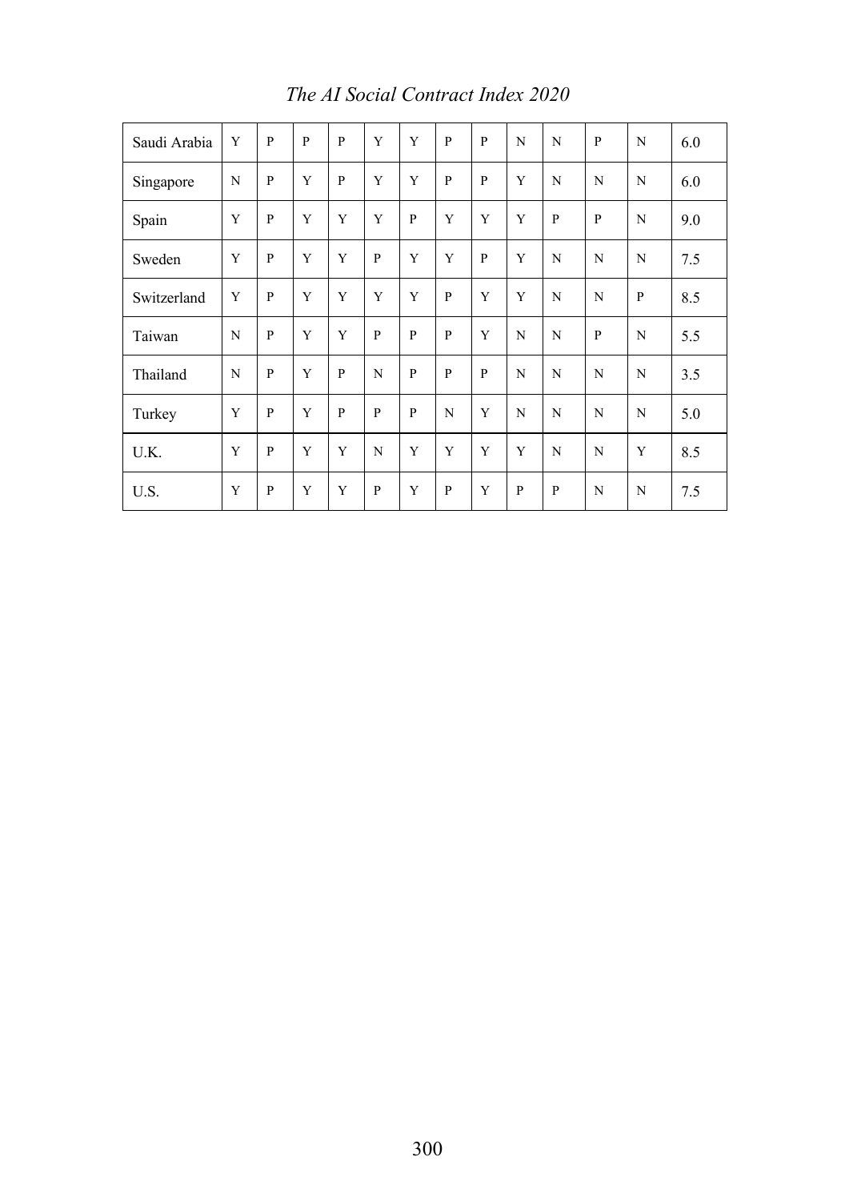| | | | | | | | | | | | | | |
|---|---|---|---|---|---|---|---|---|---|---|---|---|---|
| Saudi Arabia | Y | P | P | P | Y | Y | P | P | N | N | P | N | 6.0 |
| Singapore | N | P | Y | P | Y | Y | P | P | Y | N | N | N | 6.0 |
| Spain | Y | P | Y | Y | Y | P | Y | Y | Y | P | P | N | 9.0 |
| Sweden | Y | P | Y | Y | P | Y | Y | P | Y | N | N | N | 7.5 |
| Switzerland | Y | P | Y | Y | Y | Y | P | Y | Y | N | N | P | 8.5 |
| Taiwan | N | P | Y | Y | P | P | P | Y | N | N | P | N | 5.5 |
| Thailand | N | P | Y | P | N | P | P | P | N | N | N | N | 3.5 |
| Turkey | Y | P | Y | P | P | P | N | Y | N | N | N | N | 5.0 |
| U.K. | Y | P | Y | Y | N | Y | Y | Y | Y | N | N | Y | 8.5 |
| U.S. | Y | P | Y | Y | P | Y | P | Y | P | P | N | N | 7.5 |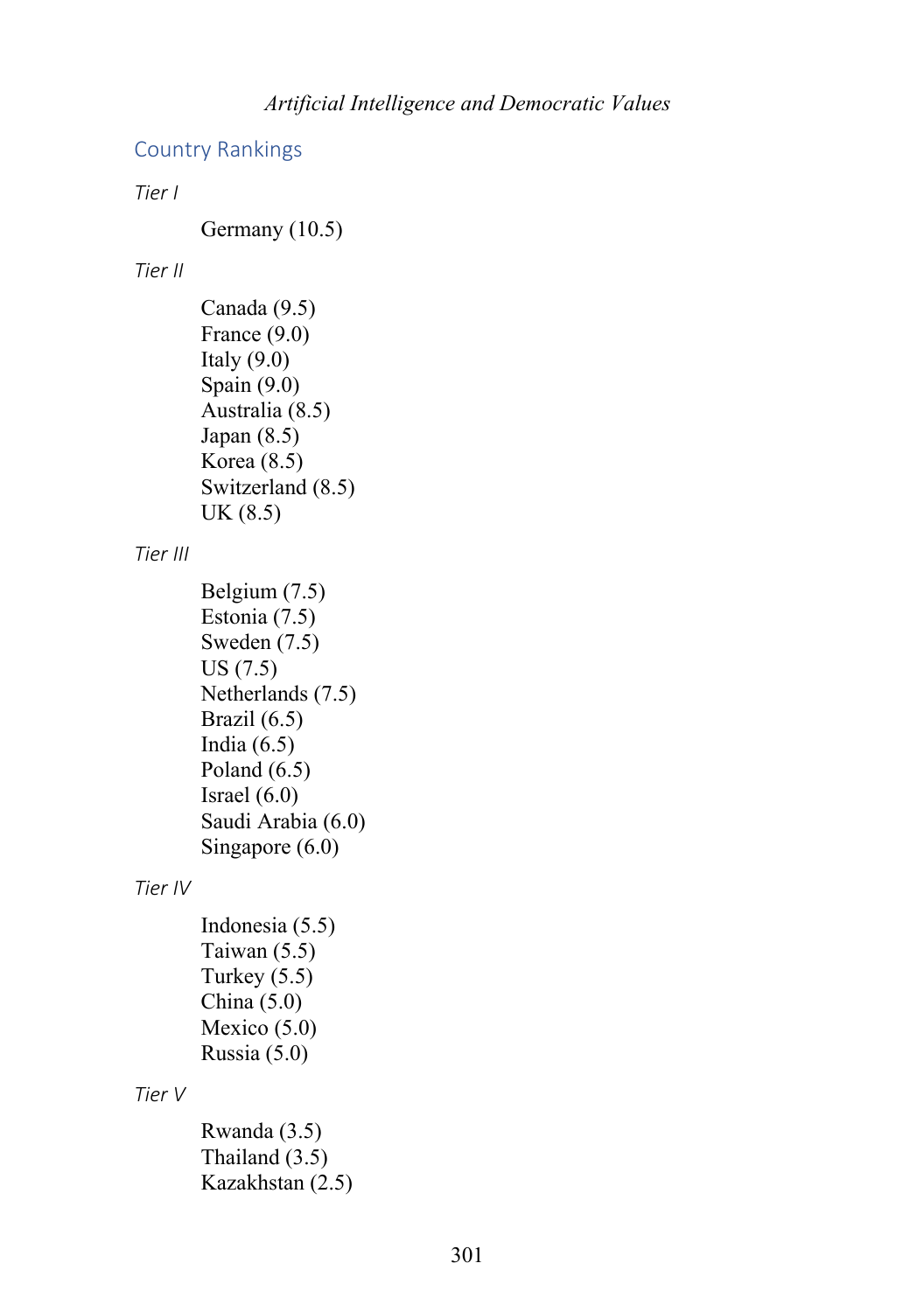## Country Rankings

*Tier I*

Germany (10.5)

*Tier II*

Canada (9.5)
France (9.0)
Italy (9.0)
Spain (9.0)
Australia (8.5)
Japan (8.5)
Korea (8.5)
Switzerland (8.5)
UK (8.5)

*Tier III*

Belgium (7.5)
Estonia (7.5)
Sweden (7.5)
US (7.5)
Netherlands (7.5)
Brazil (6.5)
India (6.5)
Poland (6.5)
Israel (6.0)
Saudi Arabia (6.0)
Singapore (6.0)

*Tier IV*

Indonesia (5.5)
Taiwan (5.5)
Turkey (5.5)
China (5.0)
Mexico (5.0)
Russia (5.0)

*Tier V*

Rwanda (3.5)
Thailand (3.5)
Kazakhstan (2.5)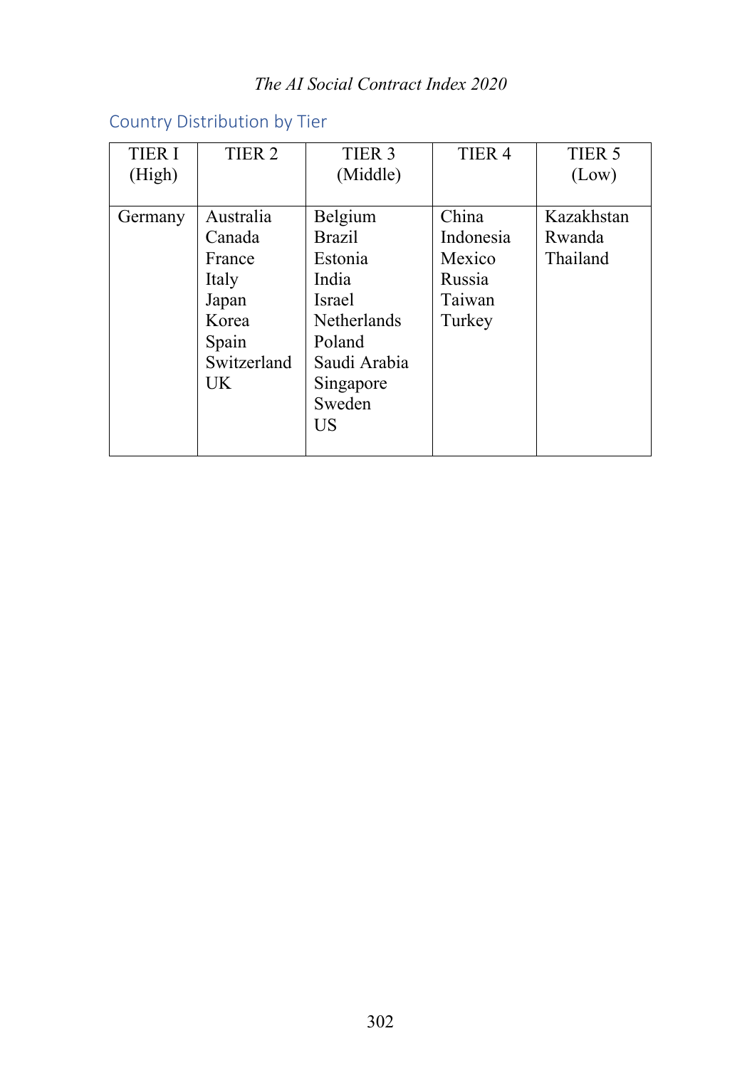## Country Distribution by Tier

| TIER I (High) | TIER 2 | TIER 3 (Middle) | TIER 4 | TIER 5 (Low) |
|---|---|---|---|---|
| Germany | Australia | Belgium | China | Kazakhstan |
| | Canada | Brazil | Indonesia | Rwanda |
| | France | Estonia | Mexico | Thailand |
| | Italy | India | Russia | |
| | Japan | Israel | Taiwan | |
| | Korea | Netherlands | Turkey | |
| | Spain | Poland | | |
| | Switzerland | Saudi Arabia | | |
| | UK | Singapore | | |
| | | Sweden | | |
| | | US | | |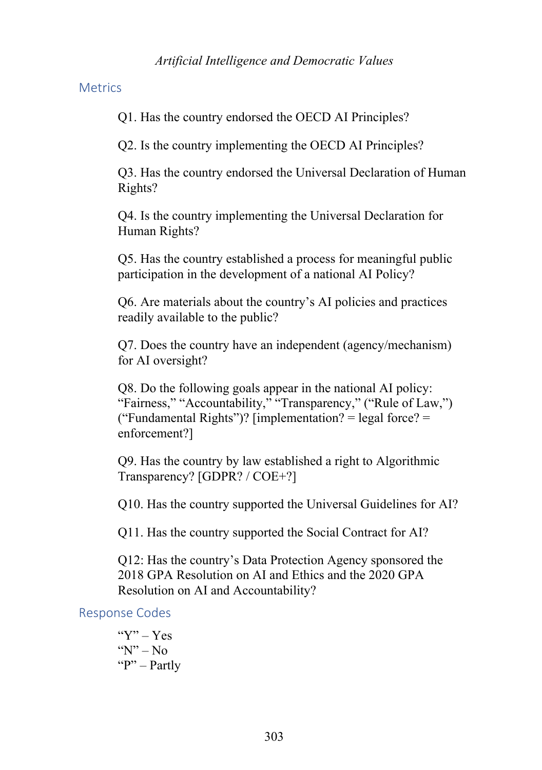## Metrics

Q1. Has the country endorsed the OECD AI Principles?

Q2. Is the country implementing the OECD AI Principles?

Q3. Has the country endorsed the Universal Declaration of Human Rights?

Q4. Is the country implementing the Universal Declaration for Human Rights?

Q5. Has the country established a process for meaningful public participation in the development of a national AI Policy?

Q6. Are materials about the country's AI policies and practices readily available to the public?

Q7. Does the country have an independent (agency/mechanism) for AI oversight?

Q8. Do the following goals appear in the national AI policy: "Fairness," "Accountability," "Transparency," ("Rule of Law,") ("Fundamental Rights")? [implementation? = legal force? = enforcement?]

Q9. Has the country by law established a right to Algorithmic Transparency? [GDPR? / COE+?]

Q10. Has the country supported the Universal Guidelines for AI?

Q11. Has the country supported the Social Contract for AI?

Q12: Has the country's Data Protection Agency sponsored the 2018 GPA Resolution on AI and Ethics and the 2020 GPA Resolution on AI and Accountability?

## Response Codes

"Y" – Yes
"N" – No
"P" – Partly